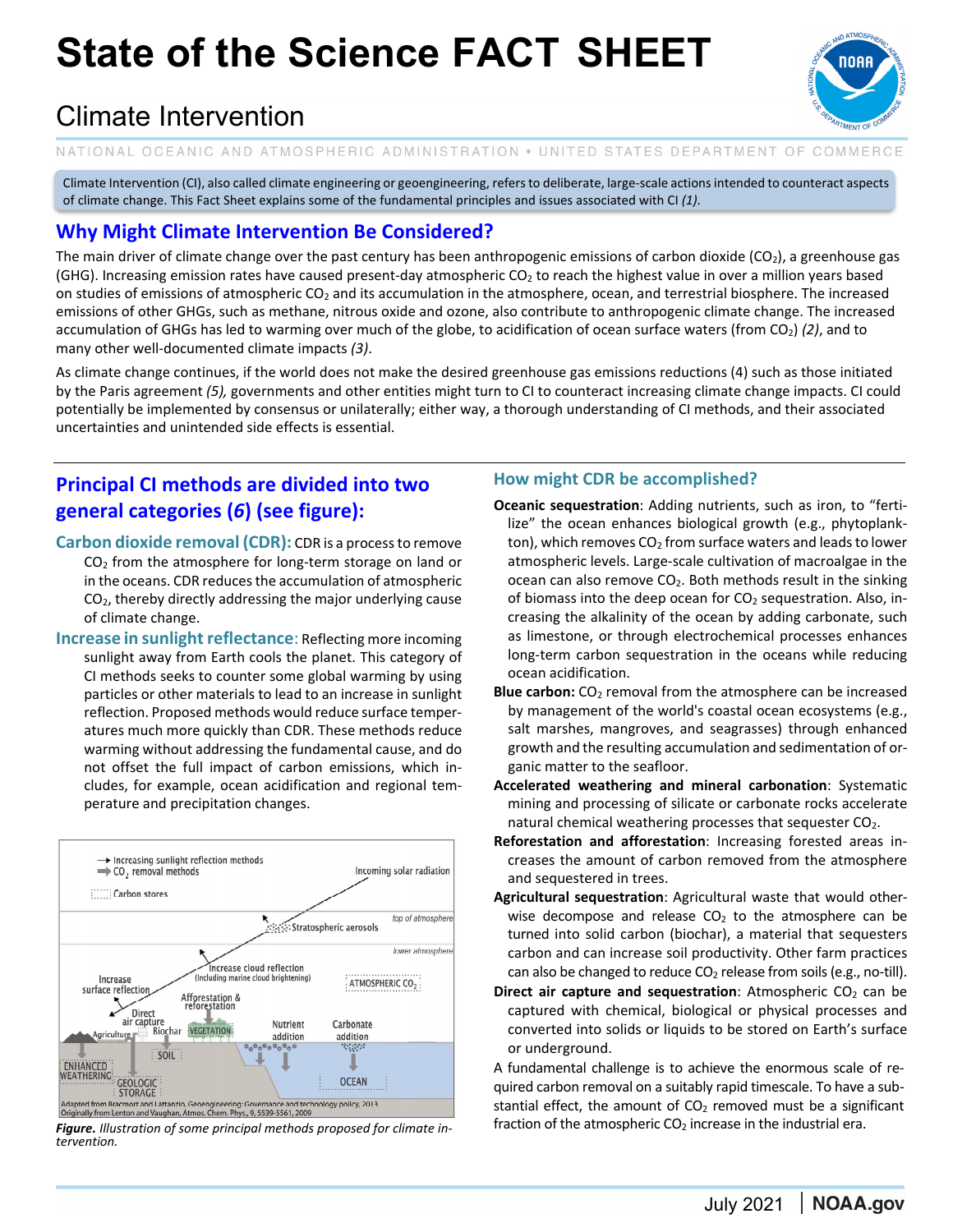# State of the Science FACT SHEET

## Climate Intervention

NATIONAL OCEANIC AND ATMOSPHERIC ADMINISTRATION • UNITED STATES DEPARTMENT OF COMMERCE

Climate Intervention (CI), also called climate engineering or geoengineering, refers to deliberate, large-scale actions intended to counteract aspects of climate change. This Fact Sheet explains some of the fundamental principles and issues associated with CI *(1)*.

## Why Might Climate Intervention Be Considered?

The main driver of climate change over the past century has been anthropogenic emissions of carbon dioxide ($CO_2$), a greenhouse gas (GHG). Increasing emission rates have caused present-day atmospheric $CO_2$ to reach the highest value in over a million years based on studies of emissions of atmospheric $CO_2$ and its accumulation in the atmosphere, ocean, and terrestrial biosphere. The increased emissions of other GHGs, such as methane, nitrous oxide and ozone, also contribute to anthropogenic climate change. The increased accumulation of GHGs has led to warming over much of the globe, to acidification of ocean surface waters (from $CO_2$) *(2)*, and to many other well-documented climate impacts *(3)*.

As climate change continues, if the world does not make the desired greenhouse gas emissions reductions (4) such as those initiated by the Paris agreement *(5),* governments and other entities might turn to CI to counteract increasing climate change impacts. CI could potentially be implemented by consensus or unilaterally; either way, a thorough understanding of CI methods, and their associated uncertainties and unintended side effects is essential.

## Principal CI methods are divided into two general categories (*6*) (see figure):

**Carbon dioxide removal (CDR):** CDR is a process to remove $CO_2$ from the atmosphere for long-term storage on land or in the oceans. CDR reduces the accumulation of atmospheric $CO_2$, thereby directly addressing the major underlying cause of climate change.

**Increase in sunlight reflectance**: Reflecting more incoming sunlight away from Earth cools the planet. This category of CI methods seeks to counter some global warming by using particles or other materials to lead to an increase in sunlight reflection. Proposed methods would reduce surface temperatures much more quickly than CDR. These methods reduce warming without addressing the fundamental cause, and do not offset the full impact of carbon emissions, which includes, for example, ocean acidification and regional temperature and precipitation changes.

*Figure. Illustration of some principal methods proposed for climate intervention.*

### How might CDR be accomplished?

**Oceanic sequestration**: Adding nutrients, such as iron, to "fertilize" the ocean enhances biological growth (e.g., phytoplankton), which removes $CO_2$ from surface waters and leads to lower atmospheric levels. Large-scale cultivation of macroalgae in the ocean can also remove $CO_2$. Both methods result in the sinking of biomass into the deep ocean for $CO_2$ sequestration. Also, increasing the alkalinity of the ocean by adding carbonate, such as limestone, or through electrochemical processes enhances long-term carbon sequestration in the oceans while reducing ocean acidification.

**Blue carbon:** $CO_2$ removal from the atmosphere can be increased by management of the world's coastal ocean ecosystems (e.g., salt marshes, mangroves, and seagrasses) through enhanced growth and the resulting accumulation and sedimentation of organic matter to the seafloor.

**Accelerated weathering and mineral carbonation**: Systematic mining and processing of silicate or carbonate rocks accelerate natural chemical weathering processes that sequester $CO_2$.

**Reforestation and afforestation**: Increasing forested areas increases the amount of carbon removed from the atmosphere and sequestered in trees.

**Agricultural sequestration**: Agricultural waste that would otherwise decompose and release $CO_2$ to the atmosphere can be turned into solid carbon (biochar), a material that sequesters carbon and can increase soil productivity. Other farm practices can also be changed to reduce $CO_2$ release from soils (e.g., no-till).

**Direct air capture and sequestration**: Atmospheric $CO_2$ can be captured with chemical, biological or physical processes and converted into solids or liquids to be stored on Earth's surface or underground.

A fundamental challenge is to achieve the enormous scale of required carbon removal on a suitably rapid timescale. To have a substantial effect, the amount of $CO_2$ removed must be a significant fraction of the atmospheric $CO_2$ increase in the industrial era.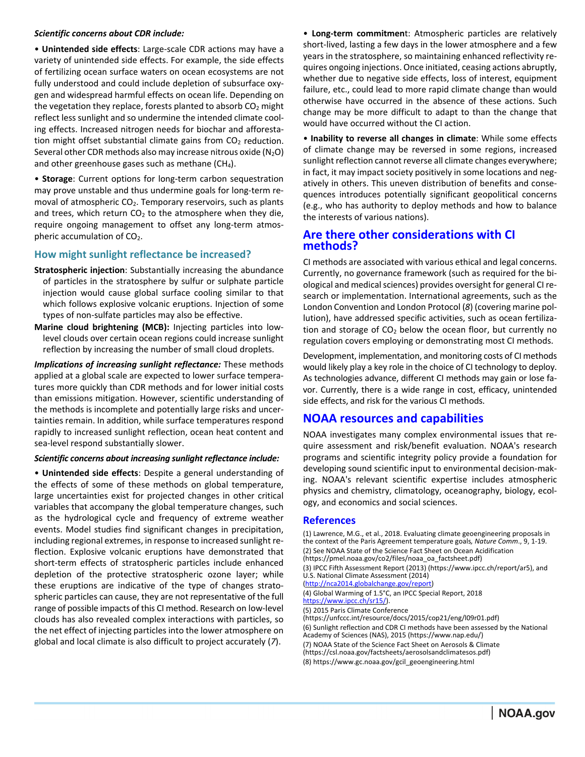***Scientific concerns about CDR include:***

• **Unintended side effects**: Large-scale CDR actions may have a variety of unintended side effects. For example, the side effects of fertilizing ocean surface waters on ocean ecosystems are not fully understood and could include depletion of subsurface oxygen and widespread harmful effects on ocean life. Depending on the vegetation they replace, forests planted to absorb $CO_2$ might reflect less sunlight and so undermine the intended climate cooling effects. Increased nitrogen needs for biochar and afforestation might offset substantial climate gains from $CO_2$ reduction. Several other CDR methods also may increase nitrous oxide ($N_2O$) and other greenhouse gases such as methane ($CH_4$).

• **Storage**: Current options for long-term carbon sequestration may prove unstable and thus undermine goals for long-term removal of atmospheric $CO_2$. Temporary reservoirs, such as plants and trees, which return $CO_2$ to the atmosphere when they die, require ongoing management to offset any long-term atmospheric accumulation of $CO_2$.

## How might sunlight reflectance be increased?

**Stratospheric injection**: Substantially increasing the abundance of particles in the stratosphere by sulfur or sulphate particle injection would cause global surface cooling similar to that which follows explosive volcanic eruptions. Injection of some types of non-sulfate particles may also be effective.

**Marine cloud brightening (MCB):** Injecting particles into low-level clouds over certain ocean regions could increase sunlight reflection by increasing the number of small cloud droplets.

***Implications of increasing sunlight reflectance:*** These methods applied at a global scale are expected to lower surface temperatures more quickly than CDR methods and for lower initial costs than emissions mitigation. However, scientific understanding of the methods is incomplete and potentially large risks and uncertainties remain. In addition, while surface temperatures respond rapidly to increased sunlight reflection, ocean heat content and sea-level respond substantially slower.

***Scientific concerns about increasing sunlight reflectance include:***

• **Unintended side effects**: Despite a general understanding of the effects of some of these methods on global temperature, large uncertainties exist for projected changes in other critical variables that accompany the global temperature changes, such as the hydrological cycle and frequency of extreme weather events. Model studies find significant changes in precipitation, including regional extremes, in response to increased sunlight reflection. Explosive volcanic eruptions have demonstrated that short-term effects of stratospheric particles include enhanced depletion of the protective stratospheric ozone layer; while these eruptions are indicative of the type of changes stratospheric particles can cause, they are not representative of the full range of possible impacts of this CI method. Research on low-level clouds has also revealed complex interactions with particles, so the net effect of injecting particles into the lower atmosphere on global and local climate is also difficult to project accurately (*7*).

• **Long-term commitment**: Atmospheric particles are relatively short-lived, lasting a few days in the lower atmosphere and a few years in the stratosphere, so maintaining enhanced reflectivity requires ongoing injections. Once initiated, ceasing actions abruptly, whether due to negative side effects, loss of interest, equipment failure, etc., could lead to more rapid climate change than would otherwise have occurred in the absence of these actions. Such change may be more difficult to adapt to than the change that would have occurred without the CI action.

• **Inability to reverse all changes in climate**: While some effects of climate change may be reversed in some regions, increased sunlight reflection cannot reverse all climate changes everywhere; in fact, it may impact society positively in some locations and negatively in others. This uneven distribution of benefits and consequences introduces potentially significant geopolitical concerns (e.g., who has authority to deploy methods and how to balance the interests of various nations).

## Are there other considerations with CI methods?

CI methods are associated with various ethical and legal concerns. Currently, no governance framework (such as required for the biological and medical sciences) provides oversight for general CI research or implementation. International agreements, such as the London Convention and London Protocol (*8*) (covering marine pollution), have addressed specific activities, such as ocean fertilization and storage of $CO_2$ below the ocean floor, but currently no regulation covers employing or demonstrating most CI methods.

Development, implementation, and monitoring costs of CI methods would likely play a key role in the choice of CI technology to deploy. As technologies advance, different CI methods may gain or lose favor. Currently, there is a wide range in cost, efficacy, unintended side effects, and risk for the various CI methods.

## NOAA resources and capabilities

NOAA investigates many complex environmental issues that require assessment and risk/benefit evaluation. NOAA's research programs and scientific integrity policy provide a foundation for developing sound scientific input to environmental decision-making. NOAA's relevant scientific expertise includes atmospheric physics and chemistry, climatology, oceanography, biology, ecology, and economics and social sciences.

## References

(1) Lawrence, M.G., et al., 2018. Evaluating climate geoengineering proposals in the context of the Paris Agreement temperature goals, *Nature Comm*., 9, 1-19.

(2) See NOAA State of the Science Fact Sheet on Ocean Acidification (https://pmel.noaa.gov/co2/files/noaa_oa_factsheet.pdf)

(3) IPCC Fifth Assessment Report (2013) (https://www.ipcc.ch/report/ar5), and U.S. National Climate Assessment (2014) (http://nca2014.globalchange.gov/report)

(4) Global Warming of 1.5°C, an IPCC Special Report, 2018 https://www.ipcc.ch/sr15/).

(5) 2015 Paris Climate Conference (https://unfccc.int/resource/docs/2015/cop21/eng/l09r01.pdf)

(6) Sunlight reflection and CDR CI methods have been assessed by the National Academy of Sciences (NAS), 2015 (https://www.nap.edu/)

(7) NOAA State of the Science Fact Sheet on Aerosols & Climate (https://csl.noaa.gov/factsheets/aerosolsandclimatesos.pdf)

(8) https://www.gc.noaa.gov/gcil_geoengineering.html

NOAA.gov